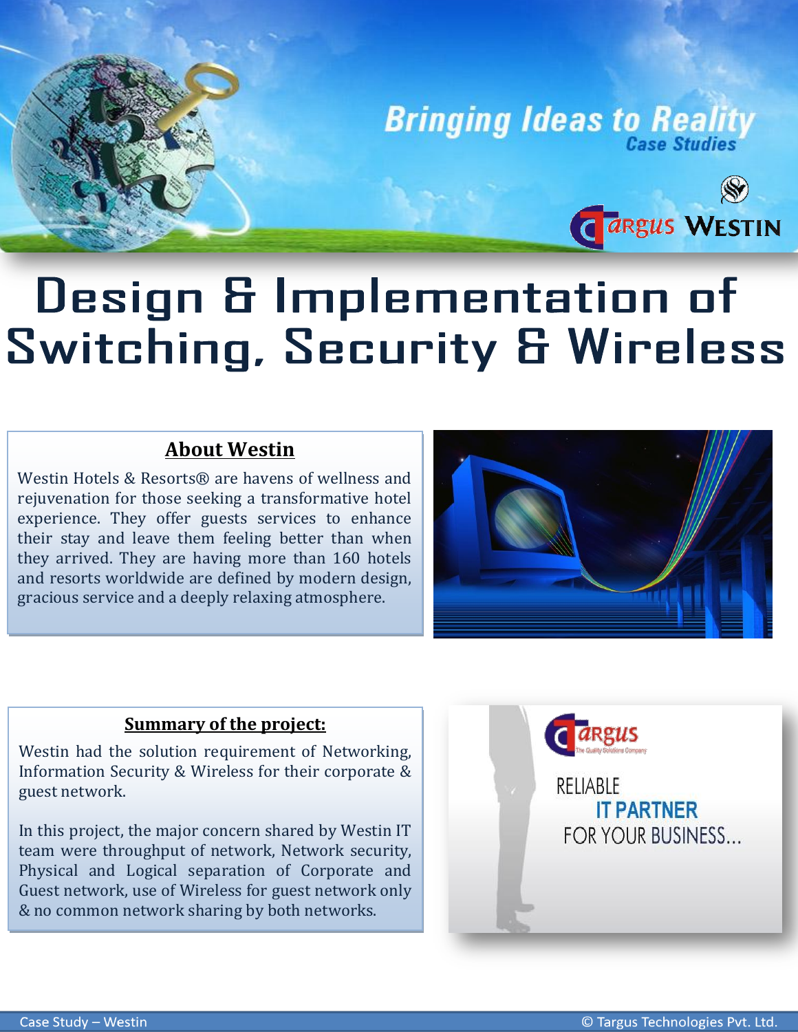Bringing Ideas to Reality
Case Studies

# Design & Implementation of Switching, Security & Wireless

## About Westin

Westin Hotels & Resorts® are havens of wellness and rejuvenation for those seeking a transformative hotel experience. They offer guests services to enhance their stay and leave them feeling better than when they arrived. They are having more than 160 hotels and resorts worldwide are defined by modern design, gracious service and a deeply relaxing atmosphere.

## Summary of the project:

Westin had the solution requirement of Networking, Information Security & Wireless for their corporate & guest network.

In this project, the major concern shared by Westin IT team were throughput of network, Network security, Physical and Logical separation of Corporate and Guest network, use of Wireless for guest network only & no common network sharing by both networks.

RELIABLE
IT PARTNER
FOR YOUR BUSINESS...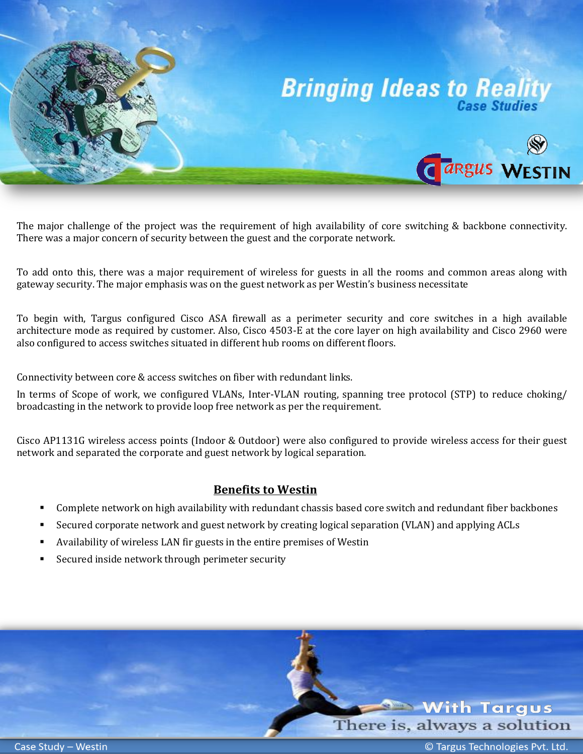The major challenge of the project was the requirement of high availability of core switching & backbone connectivity. There was a major concern of security between the guest and the corporate network.

To add onto this, there was a major requirement of wireless for guests in all the rooms and common areas along with gateway security. The major emphasis was on the guest network as per Westin's business necessitate

To begin with, Targus configured Cisco ASA firewall as a perimeter security and core switches in a high available architecture mode as required by customer. Also, Cisco 4503-E at the core layer on high availability and Cisco 2960 were also configured to access switches situated in different hub rooms on different floors.

Connectivity between core & access switches on fiber with redundant links.

In terms of Scope of work, we configured VLANs, Inter-VLAN routing, spanning tree protocol (STP) to reduce choking/ broadcasting in the network to provide loop free network as per the requirement.

Cisco AP1131G wireless access points (Indoor & Outdoor) were also configured to provide wireless access for their guest network and separated the corporate and guest network by logical separation.

## Benefits to Westin

- Complete network on high availability with redundant chassis based core switch and redundant fiber backbones
- Secured corporate network and guest network by creating logical separation (VLAN) and applying ACLs
- Availability of wireless LAN fir guests in the entire premises of Westin
- Secured inside network through perimeter security